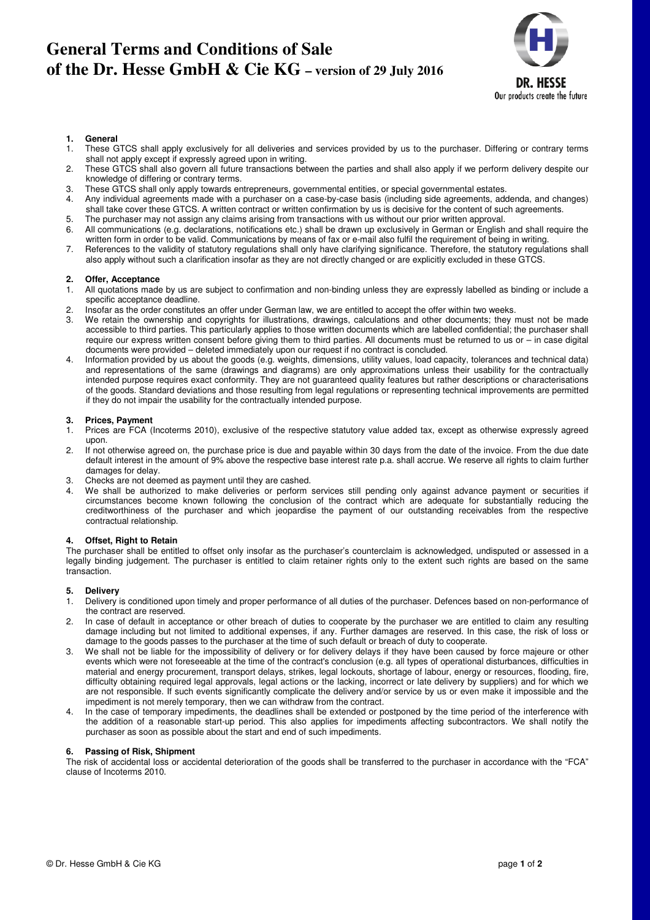# General Terms and Conditions of Sale of the Dr. Hesse GmbH & Cie KG – version of 29 July 2016

DR. HESSE
Our products create the future

## 1. General

1. These GTCS shall apply exclusively for all deliveries and services provided by us to the purchaser. Differing or contrary terms shall not apply except if expressly agreed upon in writing.
2. These GTCS shall also govern all future transactions between the parties and shall also apply if we perform delivery despite our knowledge of differing or contrary terms.
3. These GTCS shall only apply towards entrepreneurs, governmental entities, or special governmental estates.
4. Any individual agreements made with a purchaser on a case-by-case basis (including side agreements, addenda, and changes) shall take cover these GTCS. A written contract or written confirmation by us is decisive for the content of such agreements.
5. The purchaser may not assign any claims arising from transactions with us without our prior written approval.
6. All communications (e.g. declarations, notifications etc.) shall be drawn up exclusively in German or English and shall require the written form in order to be valid. Communications by means of fax or e-mail also fulfil the requirement of being in writing.
7. References to the validity of statutory regulations shall only have clarifying significance. Therefore, the statutory regulations shall also apply without such a clarification insofar as they are not directly changed or are explicitly excluded in these GTCS.

## 2. Offer, Acceptance

1. All quotations made by us are subject to confirmation and non-binding unless they are expressly labelled as binding or include a specific acceptance deadline.
2. Insofar as the order constitutes an offer under German law, we are entitled to accept the offer within two weeks.
3. We retain the ownership and copyrights for illustrations, drawings, calculations and other documents; they must not be made accessible to third parties. This particularly applies to those written documents which are labelled confidential; the purchaser shall require our express written consent before giving them to third parties. All documents must be returned to us or – in case digital documents were provided – deleted immediately upon our request if no contract is concluded.
4. Information provided by us about the goods (e.g. weights, dimensions, utility values, load capacity, tolerances and technical data) and representations of the same (drawings and diagrams) are only approximations unless their usability for the contractually intended purpose requires exact conformity. They are not guaranteed quality features but rather descriptions or characterisations of the goods. Standard deviations and those resulting from legal regulations or representing technical improvements are permitted if they do not impair the usability for the contractually intended purpose.

## 3. Prices, Payment

1. Prices are FCA (Incoterms 2010), exclusive of the respective statutory value added tax, except as otherwise expressly agreed upon.
2. If not otherwise agreed on, the purchase price is due and payable within 30 days from the date of the invoice. From the due date default interest in the amount of 9% above the respective base interest rate p.a. shall accrue. We reserve all rights to claim further damages for delay.
3. Checks are not deemed as payment until they are cashed.
4. We shall be authorized to make deliveries or perform services still pending only against advance payment or securities if circumstances become known following the conclusion of the contract which are adequate for substantially reducing the creditworthiness of the purchaser and which jeopardise the payment of our outstanding receivables from the respective contractual relationship.

## 4. Offset, Right to Retain

The purchaser shall be entitled to offset only insofar as the purchaser's counterclaim is acknowledged, undisputed or assessed in a legally binding judgement. The purchaser is entitled to claim retainer rights only to the extent such rights are based on the same transaction.

## 5. Delivery

1. Delivery is conditioned upon timely and proper performance of all duties of the purchaser. Defences based on non-performance of the contract are reserved.
2. In case of default in acceptance or other breach of duties to cooperate by the purchaser we are entitled to claim any resulting damage including but not limited to additional expenses, if any. Further damages are reserved. In this case, the risk of loss or damage to the goods passes to the purchaser at the time of such default or breach of duty to cooperate.
3. We shall not be liable for the impossibility of delivery or for delivery delays if they have been caused by force majeure or other events which were not foreseeable at the time of the contract's conclusion (e.g. all types of operational disturbances, difficulties in material and energy procurement, transport delays, strikes, legal lockouts, shortage of labour, energy or resources, flooding, fire, difficulty obtaining required legal approvals, legal actions or the lacking, incorrect or late delivery by suppliers) and for which we are not responsible. If such events significantly complicate the delivery and/or service by us or even make it impossible and the impediment is not merely temporary, then we can withdraw from the contract.
4. In the case of temporary impediments, the deadlines shall be extended or postponed by the time period of the interference with the addition of a reasonable start-up period. This also applies for impediments affecting subcontractors. We shall notify the purchaser as soon as possible about the start and end of such impediments.

## 6. Passing of Risk, Shipment

The risk of accidental loss or accidental deterioration of the goods shall be transferred to the purchaser in accordance with the "FCA" clause of Incoterms 2010.

© Dr. Hesse GmbH & Cie KG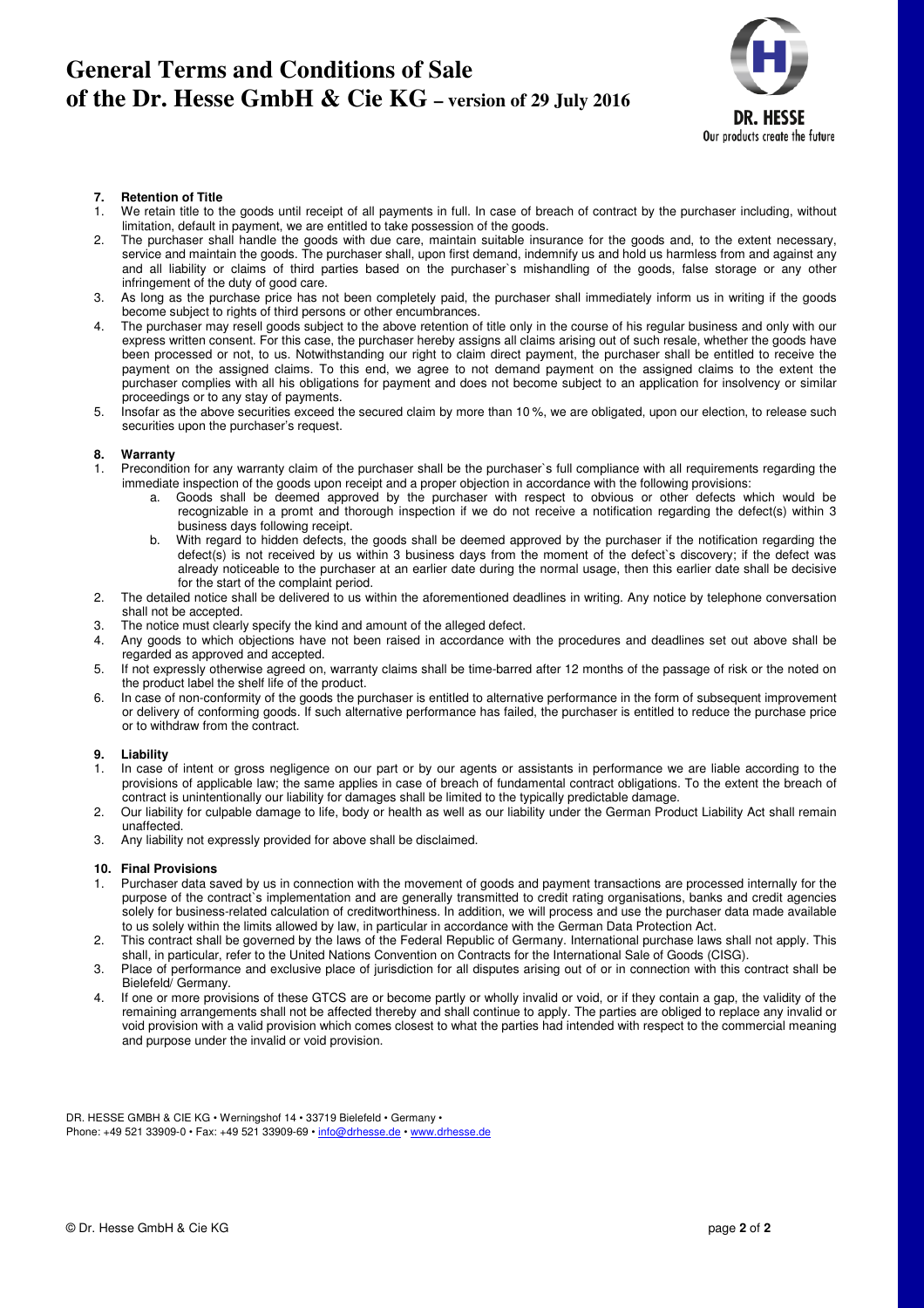# General Terms and Conditions of Sale of the Dr. Hesse GmbH & Cie KG – version of 29 July 2016

## 7. Retention of Title

1. We retain title to the goods until receipt of all payments in full. In case of breach of contract by the purchaser including, without limitation, default in payment, we are entitled to take possession of the goods.
2. The purchaser shall handle the goods with due care, maintain suitable insurance for the goods and, to the extent necessary, service and maintain the goods. The purchaser shall, upon first demand, indemnify us and hold us harmless from and against any and all liability or claims of third parties based on the purchaser`s mishandling of the goods, false storage or any other infringement of the duty of good care.
3. As long as the purchase price has not been completely paid, the purchaser shall immediately inform us in writing if the goods become subject to rights of third persons or other encumbrances.
4. The purchaser may resell goods subject to the above retention of title only in the course of his regular business and only with our express written consent. For this case, the purchaser hereby assigns all claims arising out of such resale, whether the goods have been processed or not, to us. Notwithstanding our right to claim direct payment, the purchaser shall be entitled to receive the payment on the assigned claims. To this end, we agree to not demand payment on the assigned claims to the extent the purchaser complies with all his obligations for payment and does not become subject to an application for insolvency or similar proceedings or to any stay of payments.
5. Insofar as the above securities exceed the secured claim by more than 10 %, we are obligated, upon our election, to release such securities upon the purchaser's request.

## 8. Warranty

1. Precondition for any warranty claim of the purchaser shall be the purchaser`s full compliance with all requirements regarding the immediate inspection of the goods upon receipt and a proper objection in accordance with the following provisions:
   a. Goods shall be deemed approved by the purchaser with respect to obvious or other defects which would be recognizable in a promt and thorough inspection if we do not receive a notification regarding the defect(s) within 3 business days following receipt.
   b. With regard to hidden defects, the goods shall be deemed approved by the purchaser if the notification regarding the defect(s) is not received by us within 3 business days from the moment of the defect`s discovery; if the defect was already noticeable to the purchaser at an earlier date during the normal usage, then this earlier date shall be decisive for the start of the complaint period.
2. The detailed notice shall be delivered to us within the aforementioned deadlines in writing. Any notice by telephone conversation shall not be accepted.
3. The notice must clearly specify the kind and amount of the alleged defect.
4. Any goods to which objections have not been raised in accordance with the procedures and deadlines set out above shall be regarded as approved and accepted.
5. If not expressly otherwise agreed on, warranty claims shall be time-barred after 12 months of the passage of risk or the noted on the product label the shelf life of the product.
6. In case of non-conformity of the goods the purchaser is entitled to alternative performance in the form of subsequent improvement or delivery of conforming goods. If such alternative performance has failed, the purchaser is entitled to reduce the purchase price or to withdraw from the contract.

## 9. Liability

1. In case of intent or gross negligence on our part or by our agents or assistants in performance we are liable according to the provisions of applicable law; the same applies in case of breach of fundamental contract obligations. To the extent the breach of contract is unintentionally our liability for damages shall be limited to the typically predictable damage.
2. Our liability for culpable damage to life, body or health as well as our liability under the German Product Liability Act shall remain unaffected.
3. Any liability not expressly provided for above shall be disclaimed.

## 10. Final Provisions

1. Purchaser data saved by us in connection with the movement of goods and payment transactions are processed internally for the purpose of the contract`s implementation and are generally transmitted to credit rating organisations, banks and credit agencies solely for business-related calculation of creditworthiness. In addition, we will process and use the purchaser data made available to us solely within the limits allowed by law, in particular in accordance with the German Data Protection Act.
2. This contract shall be governed by the laws of the Federal Republic of Germany. International purchase laws shall not apply. This shall, in particular, refer to the United Nations Convention on Contracts for the International Sale of Goods (CISG).
3. Place of performance and exclusive place of jurisdiction for all disputes arising out of or in connection with this contract shall be Bielefeld/ Germany.
4. If one or more provisions of these GTCS are or become partly or wholly invalid or void, or if they contain a gap, the validity of the remaining arrangements shall not be affected thereby and shall continue to apply. The parties are obliged to replace any invalid or void provision with a valid provision which comes closest to what the parties had intended with respect to the commercial meaning and purpose under the invalid or void provision.

DR. HESSE GMBH & CIE KG • Werningshof 14 • 33719 Bielefeld • Germany •
Phone: +49 521 33909-0 • Fax: +49 521 33909-69 • info@drhesse.de • www.drhesse.de

© Dr. Hesse GmbH & Cie KG